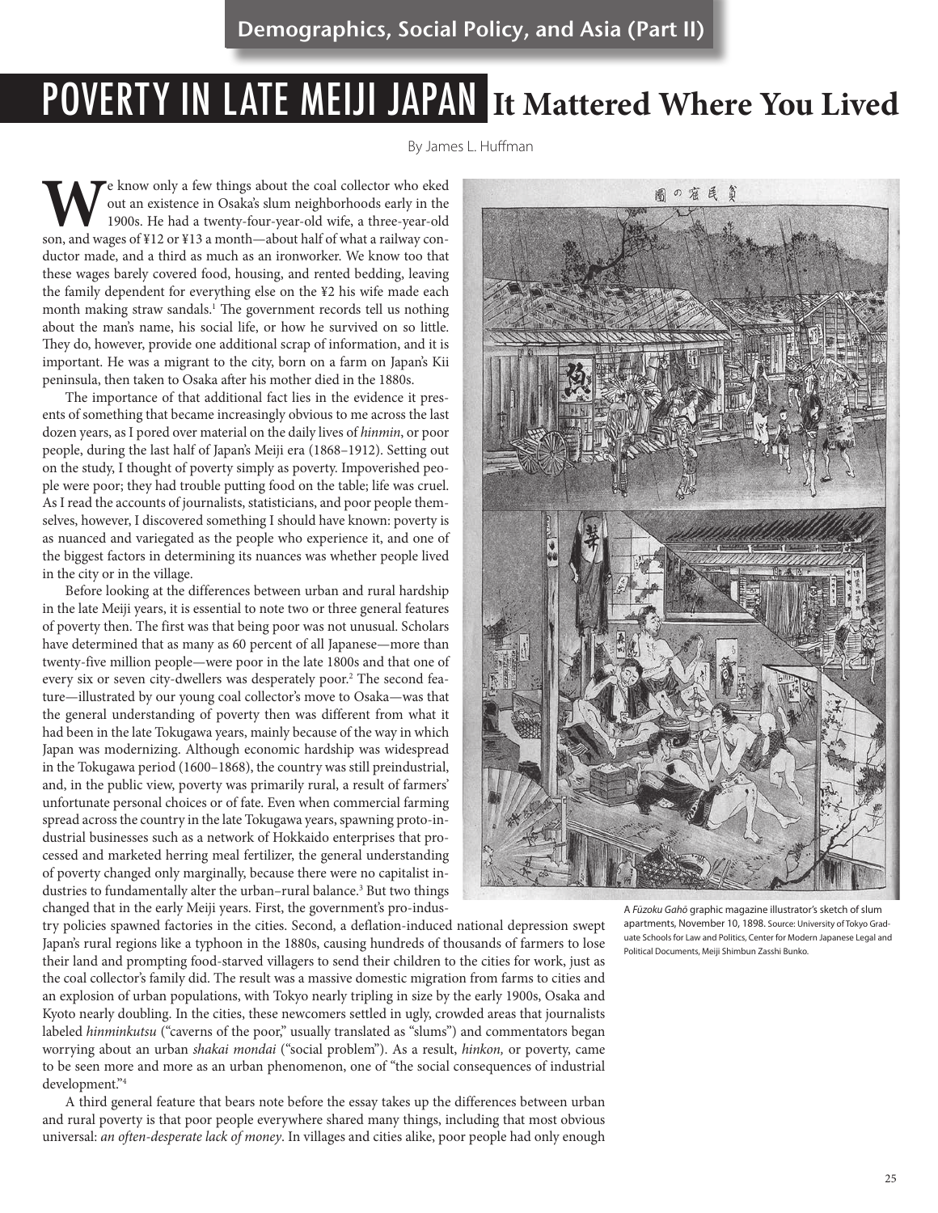Demographics, Social Policy, and Asia (Part II)

# POVERTY IN LATE MEIJI JAPAN It Mattered Where You Lived

By James L. Huffman

We know only a few things about the coal collector who eked out an existence in Osaka's slum neighborhoods early in the 1900s. He had a twenty-four-year-old wife, a three-year-old son, and wages of ¥12 or ¥13 a month—about half of what a railway conductor made, and a third as much as an ironworker. We know too that these wages barely covered food, housing, and rented bedding, leaving the family dependent for everything else on the ¥2 his wife made each month making straw sandals.[1] The government records tell us nothing about the man's name, his social life, or how he survived on so little. They do, however, provide one additional scrap of information, and it is important. He was a migrant to the city, born on a farm on Japan's Kii peninsula, then taken to Osaka after his mother died in the 1880s.

The importance of that additional fact lies in the evidence it presents of something that became increasingly obvious to me across the last dozen years, as I pored over material on the daily lives of *hinmin*, or poor people, during the last half of Japan's Meiji era (1868–1912). Setting out on the study, I thought of poverty simply as poverty. Impoverished people were poor; they had trouble putting food on the table; life was cruel. As I read the accounts of journalists, statisticians, and poor people themselves, however, I discovered something I should have known: poverty is as nuanced and variegated as the people who experience it, and one of the biggest factors in determining its nuances was whether people lived in the city or in the village.

Before looking at the differences between urban and rural hardship in the late Meiji years, it is essential to note two or three general features of poverty then. The first was that being poor was not unusual. Scholars have determined that as many as 60 percent of all Japanese—more than twenty-five million people—were poor in the late 1800s and that one of every six or seven city-dwellers was desperately poor.[2] The second feature—illustrated by our young coal collector's move to Osaka—was that the general understanding of poverty then was different from what it had been in the late Tokugawa years, mainly because of the way in which Japan was modernizing. Although economic hardship was widespread in the Tokugawa period (1600–1868), the country was still preindustrial, and, in the public view, poverty was primarily rural, a result of farmers' unfortunate personal choices or of fate. Even when commercial farming spread across the country in the late Tokugawa years, spawning proto-industrial businesses such as a network of Hokkaido enterprises that processed and marketed herring meal fertilizer, the general understanding of poverty changed only marginally, because there were no capitalist industries to fundamentally alter the urban–rural balance.[3] But two things changed that in the early Meiji years. First, the government's pro-industry policies spawned factories in the cities. Second, a deflation-induced national depression swept Japan's rural regions like a typhoon in the 1880s, causing hundreds of thousands of farmers to lose their land and prompting food-starved villagers to send their children to the cities for work, just as the coal collector's family did. The result was a massive domestic migration from farms to cities and an explosion of urban populations, with Tokyo nearly tripling in size by the early 1900s, Osaka and Kyoto nearly doubling. In the cities, these newcomers settled in ugly, crowded areas that journalists labeled *hinminkutsu* ("caverns of the poor," usually translated as "slums") and commentators began worrying about an urban *shakai mondai* ("social problem"). As a result, *hinkon,* or poverty, came to be seen more and more as an urban phenomenon, one of "the social consequences of industrial development."[4]

A third general feature that bears note before the essay takes up the differences between urban and rural poverty is that poor people everywhere shared many things, including that most obvious universal: *an often-desperate lack of money*. In villages and cities alike, poor people had only enough

A *Fūzoku Gahō* graphic magazine illustrator's sketch of slum apartments, November 10, 1898. Source: University of Tokyo Graduate Schools for Law and Politics, Center for Modern Japanese Legal and Political Documents, Meiji Shimbun Zasshi Bunko.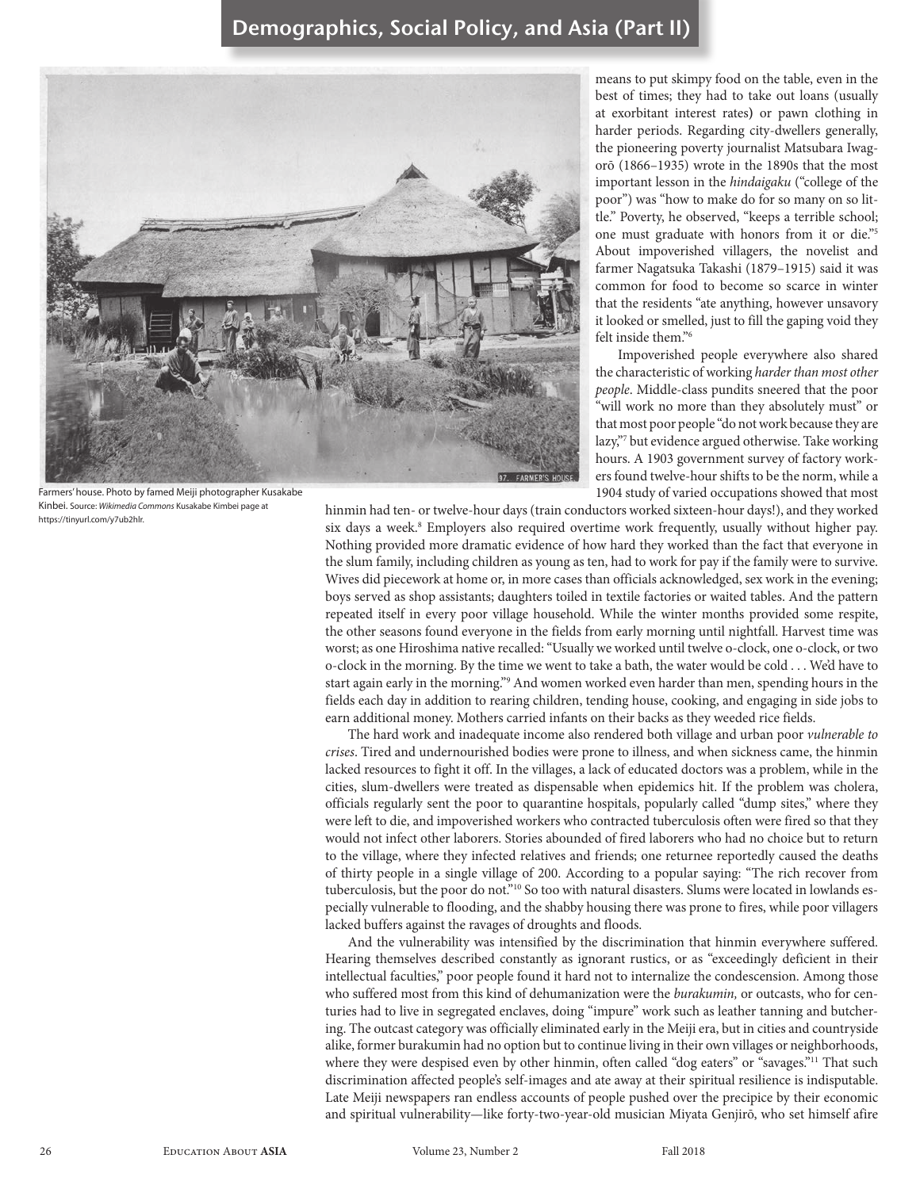Farmers' house. Photo by famed Meiji photographer Kusakabe Kinbei. Source: *Wikimedia Commons* Kusakabe Kimbei page at https://tinyurl.com/y7ub2hlr.

means to put skimpy food on the table, even in the best of times; they had to take out loans (usually at exorbitant interest rates) or pawn clothing in harder periods. Regarding city-dwellers generally, the pioneering poverty journalist Matsubara Iwagorō (1866–1935) wrote in the 1890s that the most important lesson in the *hindaigaku* ("college of the poor") was "how to make do for so many on so little." Poverty, he observed, "keeps a terrible school; one must graduate with honors from it or die."[5] About impoverished villagers, the novelist and farmer Nagatsuka Takashi (1879–1915) said it was common for food to become so scarce in winter that the residents "ate anything, however unsavory it looked or smelled, just to fill the gaping void they felt inside them."[6]

Impoverished people everywhere also shared the characteristic of working *harder than most other people*. Middle-class pundits sneered that the poor "will work no more than they absolutely must" or that most poor people "do not work because they are lazy,"[7] but evidence argued otherwise. Take working hours. A 1903 government survey of factory workers found twelve-hour shifts to be the norm, while a 1904 study of varied occupations showed that most hinmin had ten- or twelve-hour days (train conductors worked sixteen-hour days!), and they worked six days a week.[8] Employers also required overtime work frequently, usually without higher pay. Nothing provided more dramatic evidence of how hard they worked than the fact that everyone in the slum family, including children as young as ten, had to work for pay if the family were to survive. Wives did piecework at home or, in more cases than officials acknowledged, sex work in the evening; boys served as shop assistants; daughters toiled in textile factories or waited tables. And the pattern repeated itself in every poor village household. While the winter months provided some respite, the other seasons found everyone in the fields from early morning until nightfall. Harvest time was worst; as one Hiroshima native recalled: "Usually we worked until twelve o-clock, one o-clock, or two o-clock in the morning. By the time we went to take a bath, the water would be cold . . . We'd have to start again early in the morning."[9] And women worked even harder than men, spending hours in the fields each day in addition to rearing children, tending house, cooking, and engaging in side jobs to earn additional money. Mothers carried infants on their backs as they weeded rice fields.

The hard work and inadequate income also rendered both village and urban poor *vulnerable to crises*. Tired and undernourished bodies were prone to illness, and when sickness came, the hinmin lacked resources to fight it off. In the villages, a lack of educated doctors was a problem, while in the cities, slum-dwellers were treated as dispensable when epidemics hit. If the problem was cholera, officials regularly sent the poor to quarantine hospitals, popularly called "dump sites," where they were left to die, and impoverished workers who contracted tuberculosis often were fired so that they would not infect other laborers. Stories abounded of fired laborers who had no choice but to return to the village, where they infected relatives and friends; one returnee reportedly caused the deaths of thirty people in a single village of 200. According to a popular saying: "The rich recover from tuberculosis, but the poor do not."[10] So too with natural disasters. Slums were located in lowlands especially vulnerable to flooding, and the shabby housing there was prone to fires, while poor villagers lacked buffers against the ravages of droughts and floods.

And the vulnerability was intensified by the discrimination that hinmin everywhere suffered. Hearing themselves described constantly as ignorant rustics, or as "exceedingly deficient in their intellectual faculties," poor people found it hard not to internalize the condescension. Among those who suffered most from this kind of dehumanization were the *burakumin,* or outcasts, who for centuries had to live in segregated enclaves, doing "impure" work such as leather tanning and butchering. The outcast category was officially eliminated early in the Meiji era, but in cities and countryside alike, former burakumin had no option but to continue living in their own villages or neighborhoods, where they were despised even by other hinmin, often called "dog eaters" or "savages."[11] That such discrimination affected people's self-images and ate away at their spiritual resilience is indisputable. Late Meiji newspapers ran endless accounts of people pushed over the precipice by their economic and spiritual vulnerability—like forty-two-year-old musician Miyata Genjirō, who set himself afire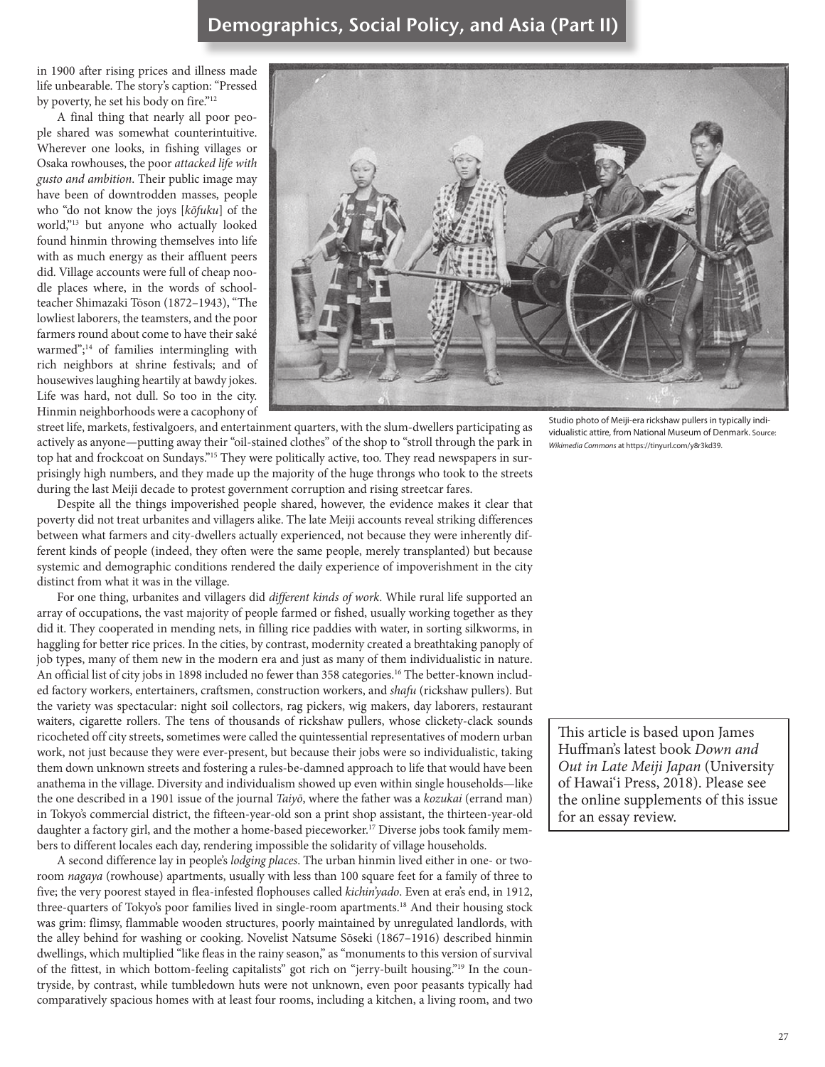in 1900 after rising prices and illness made life unbearable. The story's caption: "Pressed by poverty, he set his body on fire."[12]

A final thing that nearly all poor people shared was somewhat counterintuitive. Wherever one looks, in fishing villages or Osaka rowhouses, the poor *attacked life with gusto and ambition*. Their public image may have been of downtrodden masses, people who "do not know the joys [*kōfuku*] of the world,"[13] but anyone who actually looked found hinmin throwing themselves into life with as much energy as their affluent peers did. Village accounts were full of cheap noodle places where, in the words of schoolteacher Shimazaki Tōson (1872–1943), "The lowliest laborers, the teamsters, and the poor farmers round about come to have their saké warmed";[14] of families intermingling with rich neighbors at shrine festivals; and of housewives laughing heartily at bawdy jokes. Life was hard, not dull. So too in the city. Hinmin neighborhoods were a cacophony of street life, markets, festivalgoers, and entertainment quarters, with the slum-dwellers participating as actively as anyone—putting away their "oil-stained clothes" of the shop to "stroll through the park in top hat and frockcoat on Sundays."[15] They were politically active, too. They read newspapers in surprisingly high numbers, and they made up the majority of the huge throngs who took to the streets during the last Meiji decade to protest government corruption and rising streetcar fares.

Studio photo of Meiji-era rickshaw pullers in typically individualistic attire, from National Museum of Denmark. Source: *Wikimedia Commons* at https://tinyurl.com/y8r3kd39.

Despite all the things impoverished people shared, however, the evidence makes it clear that poverty did not treat urbanites and villagers alike. The late Meiji accounts reveal striking differences between what farmers and city-dwellers actually experienced, not because they were inherently different kinds of people (indeed, they often were the same people, merely transplanted) but because systemic and demographic conditions rendered the daily experience of impoverishment in the city distinct from what it was in the village.

For one thing, urbanites and villagers did *different kinds of work*. While rural life supported an array of occupations, the vast majority of people farmed or fished, usually working together as they did it. They cooperated in mending nets, in filling rice paddies with water, in sorting silkworms, in haggling for better rice prices. In the cities, by contrast, modernity created a breathtaking panoply of job types, many of them new in the modern era and just as many of them individualistic in nature. An official list of city jobs in 1898 included no fewer than 358 categories.[16] The better-known included factory workers, entertainers, craftsmen, construction workers, and *shafu* (rickshaw pullers). But the variety was spectacular: night soil collectors, rag pickers, wig makers, day laborers, restaurant waiters, cigarette rollers. The tens of thousands of rickshaw pullers, whose clickety-clack sounds ricocheted off city streets, sometimes were called the quintessential representatives of modern urban work, not just because they were ever-present, but because their jobs were so individualistic, taking them down unknown streets and fostering a rules-be-damned approach to life that would have been anathema in the village. Diversity and individualism showed up even within single households—like the one described in a 1901 issue of the journal *Taiyō*, where the father was a *kozukai* (errand man) in Tokyo's commercial district, the fifteen-year-old son a print shop assistant, the thirteen-year-old daughter a factory girl, and the mother a home-based pieceworker.[17] Diverse jobs took family members to different locales each day, rendering impossible the solidarity of village households.

A second difference lay in people's *lodging places*. The urban hinmin lived either in one- or two-room *nagaya* (rowhouse) apartments, usually with less than 100 square feet for a family of three to five; the very poorest stayed in flea-infested flophouses called *kichin'yado*. Even at era's end, in 1912, three-quarters of Tokyo's poor families lived in single-room apartments.[18] And their housing stock was grim: flimsy, flammable wooden structures, poorly maintained by unregulated landlords, with the alley behind for washing or cooking. Novelist Natsume Sōseki (1867–1916) described hinmin dwellings, which multiplied "like fleas in the rainy season," as "monuments to this version of survival of the fittest, in which bottom-feeling capitalists" got rich on "jerry-built housing."[19] In the countryside, by contrast, while tumbledown huts were not unknown, even poor peasants typically had comparatively spacious homes with at least four rooms, including a kitchen, a living room, and two

This article is based upon James Huffman's latest book *Down and Out in Late Meiji Japan* (University of Hawai'i Press, 2018). Please see the online supplements of this issue for an essay review.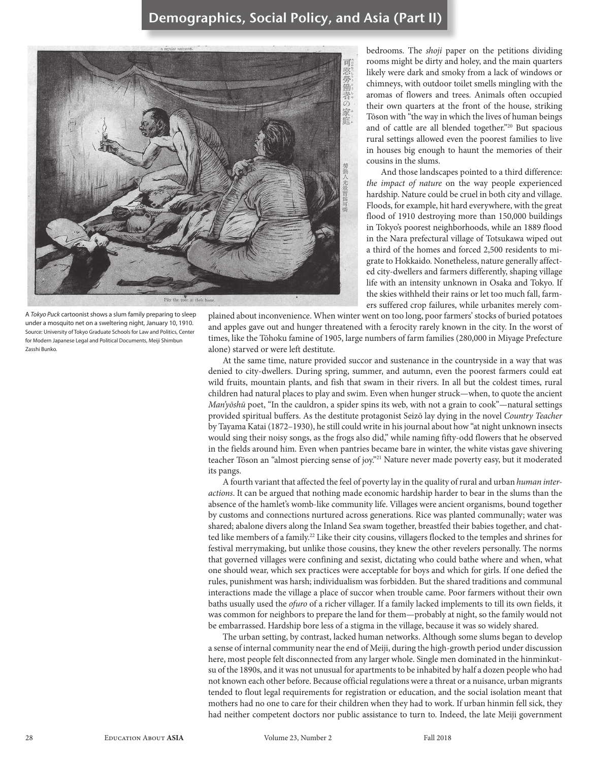A *Tokyo Puck* cartoonist shows a slum family preparing to sleep under a mosquito net on a sweltering night, January 10, 1910. Source: University of Tokyo Graduate Schools for Law and Politics, Center for Modern Japanese Legal and Political Documents, Meiji Shimbun Zasshi Bunko.

bedrooms. The *shoji* paper on the petitions dividing rooms might be dirty and holey, and the main quarters likely were dark and smoky from a lack of windows or chimneys, with outdoor toilet smells mingling with the aromas of flowers and trees. Animals often occupied their own quarters at the front of the house, striking Tōson with "the way in which the lives of human beings and of cattle are all blended together."[20] But spacious rural settings allowed even the poorest families to live in houses big enough to haunt the memories of their cousins in the slums.

And those landscapes pointed to a third difference: *the impact of nature* on the way people experienced hardship. Nature could be cruel in both city and village. Floods, for example, hit hard everywhere, with the great flood of 1910 destroying more than 150,000 buildings in Tokyo's poorest neighborhoods, while an 1889 flood in the Nara prefectural village of Totsukawa wiped out a third of the homes and forced 2,500 residents to migrate to Hokkaido. Nonetheless, nature generally affected city-dwellers and farmers differently, shaping village life with an intensity unknown in Osaka and Tokyo. If the skies withheld their rains or let too much fall, farmers suffered crop failures, while urbanites merely complained about inconvenience. When winter went on too long, poor farmers' stocks of buried potatoes and apples gave out and hunger threatened with a ferocity rarely known in the city. In the worst of times, like the Tōhoku famine of 1905, large numbers of farm families (280,000 in Miyage Prefecture alone) starved or were left destitute.

At the same time, nature provided succor and sustenance in the countryside in a way that was denied to city-dwellers. During spring, summer, and autumn, even the poorest farmers could eat wild fruits, mountain plants, and fish that swam in their rivers. In all but the coldest times, rural children had natural places to play and swim. Even when hunger struck—when, to quote the ancient *Man'yōshū* poet, "In the cauldron, a spider spins its web, with not a grain to cook"—natural settings provided spiritual buffers. As the destitute protagonist Seizō lay dying in the novel *Country Teacher* by Tayama Katai (1872–1930), he still could write in his journal about how "at night unknown insects would sing their noisy songs, as the frogs also did," while naming fifty-odd flowers that he observed in the fields around him. Even when pantries became bare in winter, the white vistas gave shivering teacher Tōson an "almost piercing sense of joy."[21] Nature never made poverty easy, but it moderated its pangs.

A fourth variant that affected the feel of poverty lay in the quality of rural and urban *human interactions*. It can be argued that nothing made economic hardship harder to bear in the slums than the absence of the hamlet's womb-like community life. Villages were ancient organisms, bound together by customs and connections nurtured across generations. Rice was planted communally; water was shared; abalone divers along the Inland Sea swam together, breastfed their babies together, and chatted like members of a family.[22] Like their city cousins, villagers flocked to the temples and shrines for festival merrymaking, but unlike those cousins, they knew the other revelers personally. The norms that governed villages were confining and sexist, dictating who could bathe where and when, what one should wear, which sex practices were acceptable for boys and which for girls. If one defied the rules, punishment was harsh; individualism was forbidden. But the shared traditions and communal interactions made the village a place of succor when trouble came. Poor farmers without their own baths usually used the *ofuro* of a richer villager. If a family lacked implements to till its own fields, it was common for neighbors to prepare the land for them—probably at night, so the family would not be embarrassed. Hardship bore less of a stigma in the village, because it was so widely shared.

The urban setting, by contrast, lacked human networks. Although some slums began to develop a sense of internal community near the end of Meiji, during the high-growth period under discussion here, most people felt disconnected from any larger whole. Single men dominated in the hinminkutsu of the 1890s, and it was not unusual for apartments to be inhabited by half a dozen people who had not known each other before. Because official regulations were a threat or a nuisance, urban migrants tended to flout legal requirements for registration or education, and the social isolation meant that mothers had no one to care for their children when they had to work. If urban hinmin fell sick, they had neither competent doctors nor public assistance to turn to. Indeed, the late Meiji government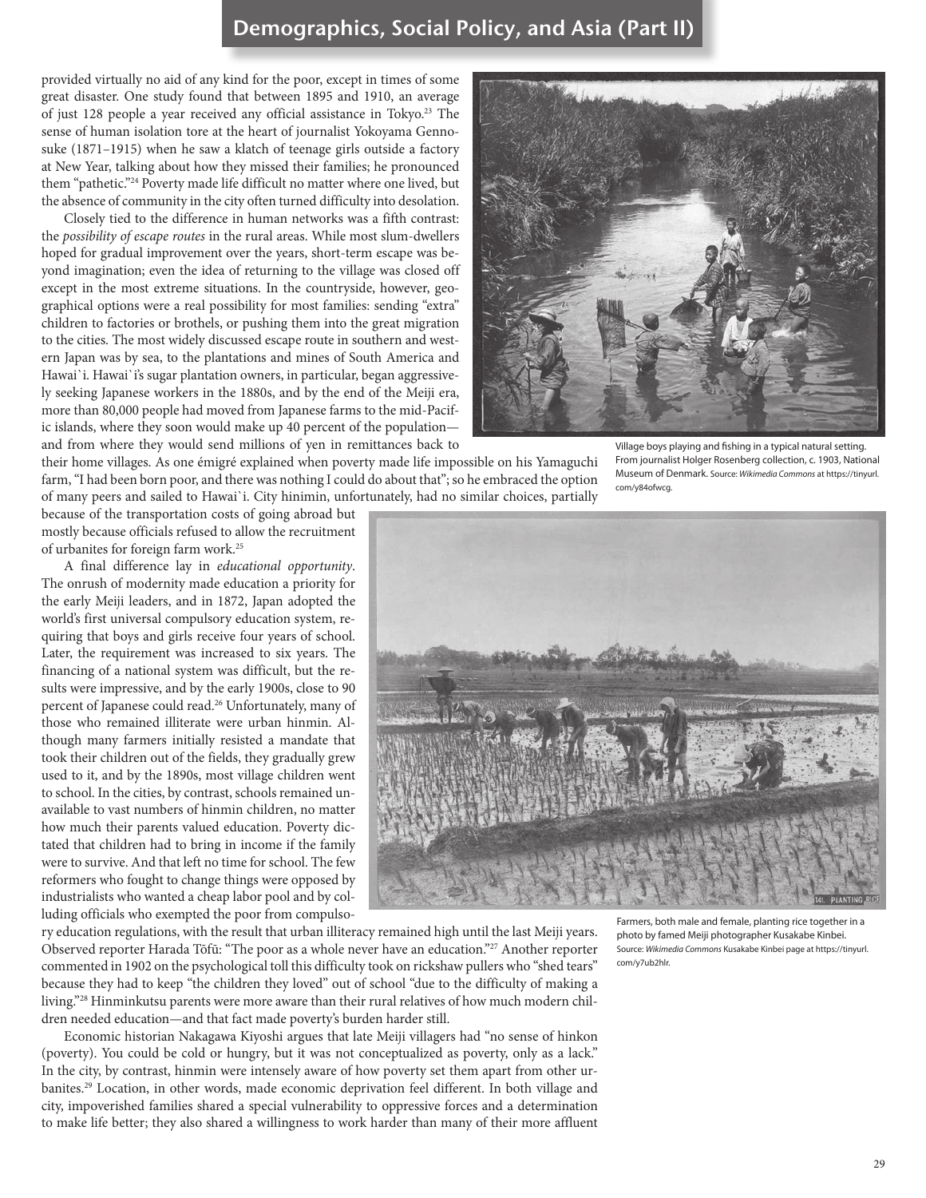provided virtually no aid of any kind for the poor, except in times of some great disaster. One study found that between 1895 and 1910, an average of just 128 people a year received any official assistance in Tokyo.[23] The sense of human isolation tore at the heart of journalist Yokoyama Gennosuke (1871–1915) when he saw a klatch of teenage girls outside a factory at New Year, talking about how they missed their families; he pronounced them "pathetic."[24] Poverty made life difficult no matter where one lived, but the absence of community in the city often turned difficulty into desolation.

Closely tied to the difference in human networks was a fifth contrast: the *possibility of escape routes* in the rural areas. While most slum-dwellers hoped for gradual improvement over the years, short-term escape was beyond imagination; even the idea of returning to the village was closed off except in the most extreme situations. In the countryside, however, geographical options were a real possibility for most families: sending "extra" children to factories or brothels, or pushing them into the great migration to the cities. The most widely discussed escape route in southern and western Japan was by sea, to the plantations and mines of South America and Hawai`i. Hawai`i's sugar plantation owners, in particular, began aggressively seeking Japanese workers in the 1880s, and by the end of the Meiji era, more than 80,000 people had moved from Japanese farms to the mid-Pacific islands, where they soon would make up 40 percent of the population—and from where they would send millions of yen in remittances back to their home villages. As one émigré explained when poverty made life impossible on his Yamaguchi farm, "I had been born poor, and there was nothing I could do about that"; so he embraced the option of many peers and sailed to Hawai`i. City hinimin, unfortunately, had no similar choices, partially because of the transportation costs of going abroad but mostly because officials refused to allow the recruitment of urbanites for foreign farm work.[25]

Village boys playing and fishing in a typical natural setting. From journalist Holger Rosenberg collection, c. 1903, National Museum of Denmark. Source: *Wikimedia Commons* at https://tinyurl.com/y84ofwcg.

A final difference lay in *educational opportunity*. The onrush of modernity made education a priority for the early Meiji leaders, and in 1872, Japan adopted the world's first universal compulsory education system, requiring that boys and girls receive four years of school. Later, the requirement was increased to six years. The financing of a national system was difficult, but the results were impressive, and by the early 1900s, close to 90 percent of Japanese could read.[26] Unfortunately, many of those who remained illiterate were urban hinmin. Although many farmers initially resisted a mandate that took their children out of the fields, they gradually grew used to it, and by the 1890s, most village children went to school. In the cities, by contrast, schools remained unavailable to vast numbers of hinmin children, no matter how much their parents valued education. Poverty dictated that children had to bring in income if the family were to survive. And that left no time for school. The few reformers who fought to change things were opposed by industrialists who wanted a cheap labor pool and by colluding officials who exempted the poor from compulsory education regulations, with the result that urban illiteracy remained high until the last Meiji years. Observed reporter Harada Tōfū: "The poor as a whole never have an education."[27] Another reporter commented in 1902 on the psychological toll this difficulty took on rickshaw pullers who "shed tears" because they had to keep "the children they loved" out of school "due to the difficulty of making a living."[28] Hinminkutsu parents were more aware than their rural relatives of how much modern children needed education—and that fact made poverty's burden harder still.

Farmers, both male and female, planting rice together in a photo by famed Meiji photographer Kusakabe Kinbei. Source: *Wikimedia Commons* Kusakabe Kinbei page at https://tinyurl.com/y7ub2hlr.

Economic historian Nakagawa Kiyoshi argues that late Meiji villagers had "no sense of hinkon (poverty). You could be cold or hungry, but it was not conceptualized as poverty, only as a lack." In the city, by contrast, hinmin were intensely aware of how poverty set them apart from other urbanites.[29] Location, in other words, made economic deprivation feel different. In both village and city, impoverished families shared a special vulnerability to oppressive forces and a determination to make life better; they also shared a willingness to work harder than many of their more affluent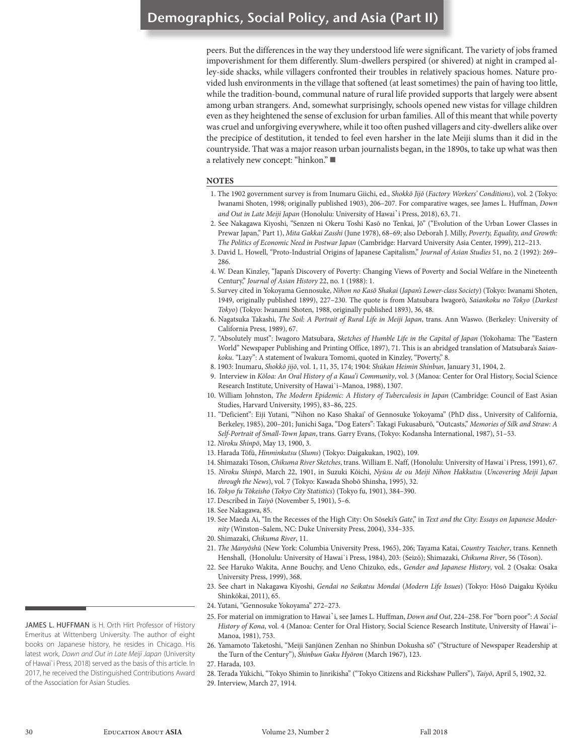peers. But the differences in the way they understood life were significant. The variety of jobs framed impoverishment for them differently. Slum-dwellers perspired (or shivered) at night in cramped alley-side shacks, while villagers confronted their troubles in relatively spacious homes. Nature provided lush environments in the village that softened (at least sometimes) the pain of having too little, while the tradition-bound, communal nature of rural life provided supports that largely were absent among urban strangers. And, somewhat surprisingly, schools opened new vistas for village children even as they heightened the sense of exclusion for urban families. All of this meant that while poverty was cruel and unforgiving everywhere, while it too often pushed villagers and city-dwellers alike over the precipice of destitution, it tended to feel even harsher in the late Meiji slums than it did in the countryside. That was a major reason urban journalists began, in the 1890s, to take up what was then a relatively new concept: "hinkon." ■

## NOTES

1. The 1902 government survey is from Inumaru Giichi, ed., *Shokkō Jijō* (*Factory Workers' Conditions*), vol. 2 (Tokyo: Iwanami Shoten, 1998; originally published 1903), 206–207. For comparative wages, see James L. Huffman, *Down and Out in Late Meiji Japan* (Honolulu: University of Hawai`i Press, 2018), 63, 71.
2. See Nakagawa Kiyoshi, "Senzen ni Okeru Toshi Kasō no Tenkai, Jō" ("Evolution of the Urban Lower Classes in Prewar Japan," Part 1), *Mita Gakkai Zasshi* (June 1978), 68–69; also Deborah J. Milly, *Poverty, Equality, and Growth: The Politics of Economic Need in Postwar Japan* (Cambridge: Harvard University Asia Center, 1999), 212–213.
3. David L. Howell, "Proto-Industrial Origins of Japanese Capitalism," *Journal of Asian Studies* 51, no. 2 (1992): 269–286.
4. W. Dean Kinzley, "Japan's Discovery of Poverty: Changing Views of Poverty and Social Welfare in the Nineteenth Century," *Journal of Asian History* 22, no. 1 (1988): 1.
5. Survey cited in Yokoyama Gennosuke, *Nihon no Kasō Shakai* (*Japan's Lower-class Society*) (Tokyo: Iwanami Shoten, 1949, originally published 1899), 227–230. The quote is from Matsubara Iwagorō, *Saiankoku no Tokyo* (*Darkest Tokyo*) (Tokyo: Iwanami Shoten, 1988, originally published 1893), 36, 48.
6. Nagatsuka Takashi, *The Soil: A Portrait of Rural Life in Meiji Japan*, trans. Ann Waswo. (Berkeley: University of California Press, 1989), 67.
7. "Absolutely must": Iwagoro Matsubara, *Sketches of Humble Life in the Capital of Japan* (Yokohama: The "Eastern World" Newspaper Publishing and Printing Office, 1897), 71. This is an abridged translation of Matsubara's *Saiankoku*. "Lazy": A statement of Iwakura Tomomi, quoted in Kinzley, "Poverty," 8.
8. 1903: Inumaru, *Shokkō jijō*, vol. 1, 11, 35, 174; 1904: *Shūkan Heimin Shinbun*, January 31, 1904, 2.
9. Interview in *Kōloa: An Oral History of a Kaua'i Community*, vol. 3 (Manoa: Center for Oral History, Social Science Research Institute, University of Hawai`i–Manoa, 1988), 1307.
10. William Johnston, *The Modern Epidemic: A History of Tuberculosis in Japan* (Cambridge: Council of East Asian Studies, Harvard University, 1995), 83–86, 225.
11. "Deficient": Eiji Yutani, "'Nihon no Kaso Shakai' of Gennosuke Yokoyama" (PhD diss., University of California, Berkeley, 1985), 200–201; Junichi Saga, "Dog Eaters": Takagi Fukusaburō, "Outcasts," *Memories of Silk and Straw: A Self-Portrait of Small-Town Japan*, trans. Garry Evans, (Tokyo: Kodansha International, 1987), 51–53.
12. *Niroku Shinpō*, May 13, 1900, 3.
13. Harada Tōfū, *Hinminkutsu* (*Slums*) (Tokyo: Daigakukan, 1902), 109.
14. Shimazaki Tōson, *Chikuma River Sketches*, trans. William E. Naff, (Honolulu: University of Hawai`i Press, 1991), 67.
15. *Niroku Shinpō*, March 22, 1901, in Suzuki Kōichi, *Nyūsu de ou Meiji Nihon Hakkutsu* (*Uncovering Meiji Japan through the News*), vol. 7 (Tokyo: Kawada Shobō Shinsha, 1995), 32.
16. *Tokyo fu Tōkeisho* (*Tokyo City Statistics*) (Tokyo fu, 1901), 384–390.
17. Described in *Taiyō* (November 5, 1901), 5–6.
18. See Nakagawa, 85.
19. See Maeda Ai, "In the Recesses of the High City: On Sōseki's *Gate*," in *Text and the City: Essays on Japanese Modernity* (Winston–Salem, NC: Duke University Press, 2004), 334–335.
20. Shimazaki, *Chikuma River*, 11.
21. *The Manyōshū* (New York: Columbia University Press, 1965), 206; Tayama Katai, *Country Teacher*, trans. Kenneth Henshall, (Honolulu: University of Hawai`i Press, 1984), 203: (Seizō); Shimazaki, *Chikuma River*, 56 (Tōson).
22. See Haruko Wakita, Anne Bouchy, and Ueno Chizuko, eds., *Gender and Japanese History*, vol. 2 (Osaka: Osaka University Press, 1999), 368.
23. See chart in Nakagawa Kiyoshi, *Gendai no Seikatsu Mondai* (*Modern Life Issues*) (Tokyo: Hōsō Daigaku Kyōiku Shinkōkai, 2011), 65.
24. Yutani, "Gennosuke Yokoyama" 272–273.
25. For material on immigration to Hawai`i, see James L. Huffman, *Down and Out*, 224–258. For "born poor": *A Social History of Kona*, vol. 4 (Manoa: Center for Oral History, Social Science Research Institute, University of Hawai`i–Manoa, 1981), 753.
26. Yamamoto Taketoshi, "Meiji Sanjūnen Zenhan no Shinbun Dokusha sō" ("Structure of Newspaper Readership at the Turn of the Century"), *Shinbun Gaku Hyōron* (March 1967), 123.
27. Harada, 103.
28. Terada Yūkichi, "Tokyo Shimin to Jinrikisha" ("Tokyo Citizens and Rickshaw Pullers"), *Taiyō*, April 5, 1902, 32.
29. Interview, March 27, 1914.

JAMES L. HUFFMAN is H. Orth Hirt Professor of History Emeritus at Wittenberg University. The author of eight books on Japanese history, he resides in Chicago. His latest work, *Down and Out in Late Meiji Japan* (University of Hawai`i Press, 2018) served as the basis of this article. In 2017, he received the Distinguished Contributions Award of the Association for Asian Studies.